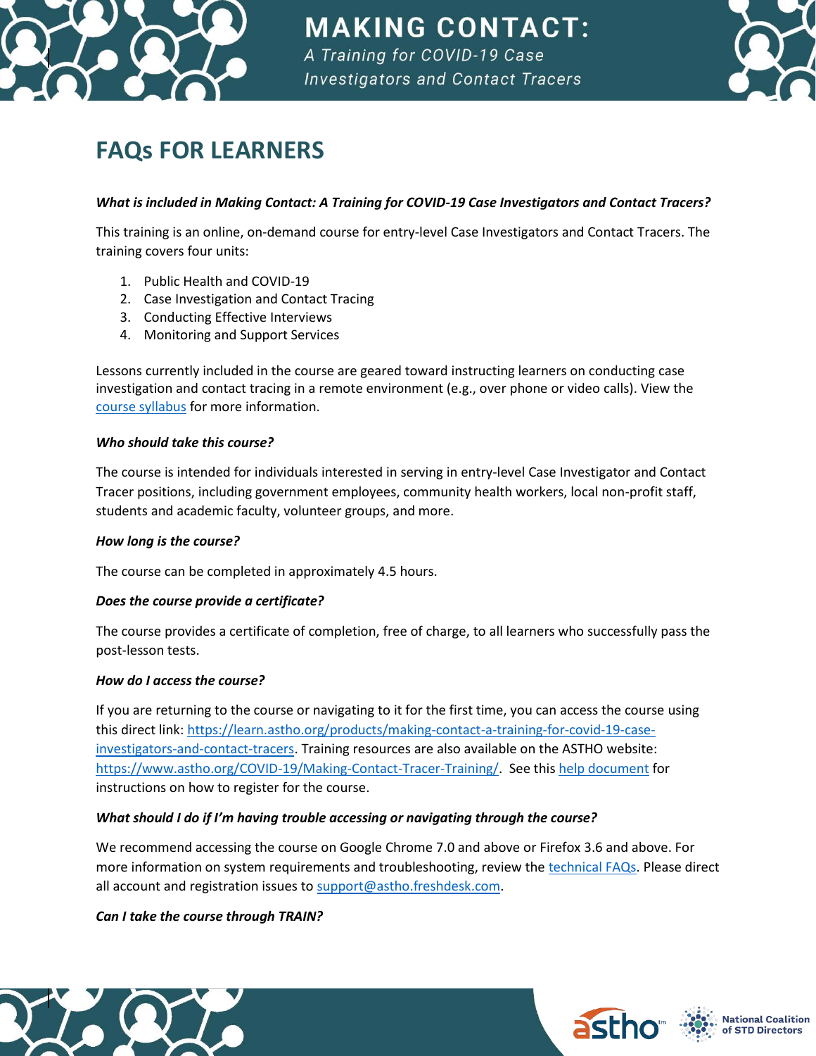# MAKING CONTACT:

*A Training for COVID-19 Case Investigators and Contact Tracers*

## FAQs FOR LEARNERS

***What is included in Making Contact: A Training for COVID-19 Case Investigators and Contact Tracers?***

This training is an online, on-demand course for entry-level Case Investigators and Contact Tracers. The training covers four units:

1. Public Health and COVID-19
2. Case Investigation and Contact Tracing
3. Conducting Effective Interviews
4. Monitoring and Support Services

Lessons currently included in the course are geared toward instructing learners on conducting case investigation and contact tracing in a remote environment (e.g., over phone or video calls). View the course syllabus for more information.

***Who should take this course?***

The course is intended for individuals interested in serving in entry-level Case Investigator and Contact Tracer positions, including government employees, community health workers, local non-profit staff, students and academic faculty, volunteer groups, and more.

***How long is the course?***

The course can be completed in approximately 4.5 hours.

***Does the course provide a certificate?***

The course provides a certificate of completion, free of charge, to all learners who successfully pass the post-lesson tests.

***How do I access the course?***

If you are returning to the course or navigating to it for the first time, you can access the course using this direct link: https://learn.astho.org/products/making-contact-a-training-for-covid-19-case-investigators-and-contact-tracers. Training resources are also available on the ASTHO website: https://www.astho.org/COVID-19/Making-Contact-Tracer-Training/. See this help document for instructions on how to register for the course.

***What should I do if I'm having trouble accessing or navigating through the course?***

We recommend accessing the course on Google Chrome 7.0 and above or Firefox 3.6 and above. For more information on system requirements and troubleshooting, review the technical FAQs. Please direct all account and registration issues to support@astho.freshdesk.com.

***Can I take the course through TRAIN?***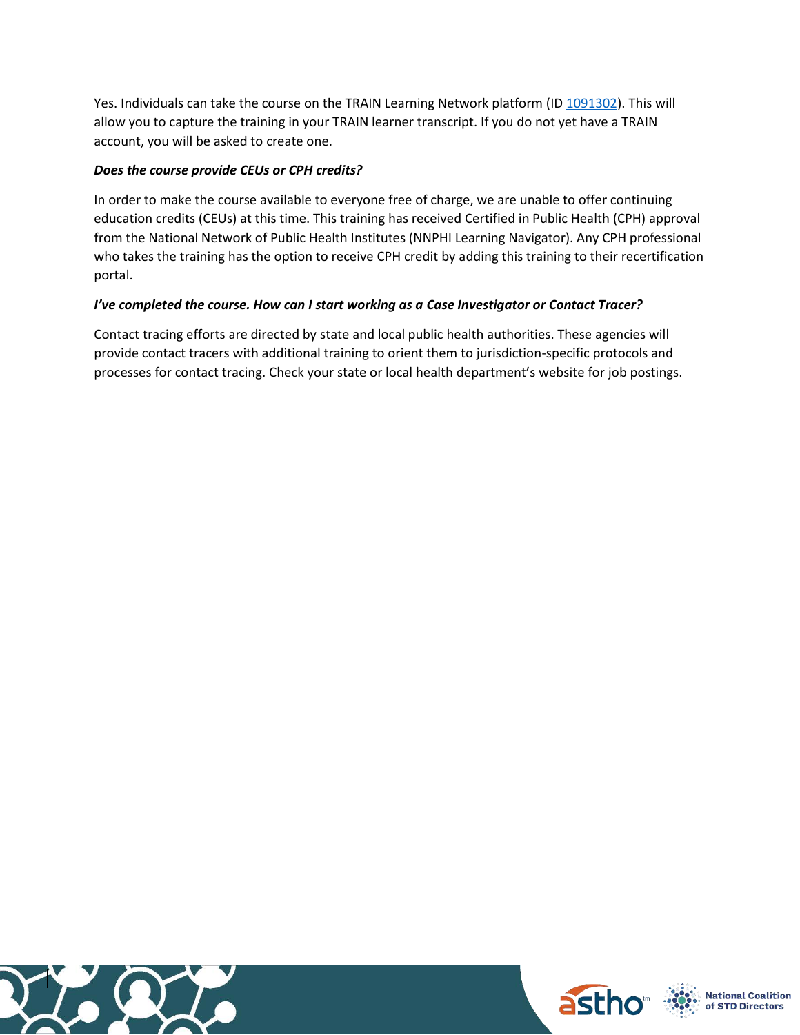Yes. Individuals can take the course on the TRAIN Learning Network platform (ID [1091302](1091302)). This will allow you to capture the training in your TRAIN learner transcript. If you do not yet have a TRAIN account, you will be asked to create one.

***Does the course provide CEUs or CPH credits?***

In order to make the course available to everyone free of charge, we are unable to offer continuing education credits (CEUs) at this time. This training has received Certified in Public Health (CPH) approval from the National Network of Public Health Institutes (NNPHI Learning Navigator). Any CPH professional who takes the training has the option to receive CPH credit by adding this training to their recertification portal.

***I've completed the course. How can I start working as a Case Investigator or Contact Tracer?***

Contact tracing efforts are directed by state and local public health authorities. These agencies will provide contact tracers with additional training to orient them to jurisdiction-specific protocols and processes for contact tracing. Check your state or local health department's website for job postings.